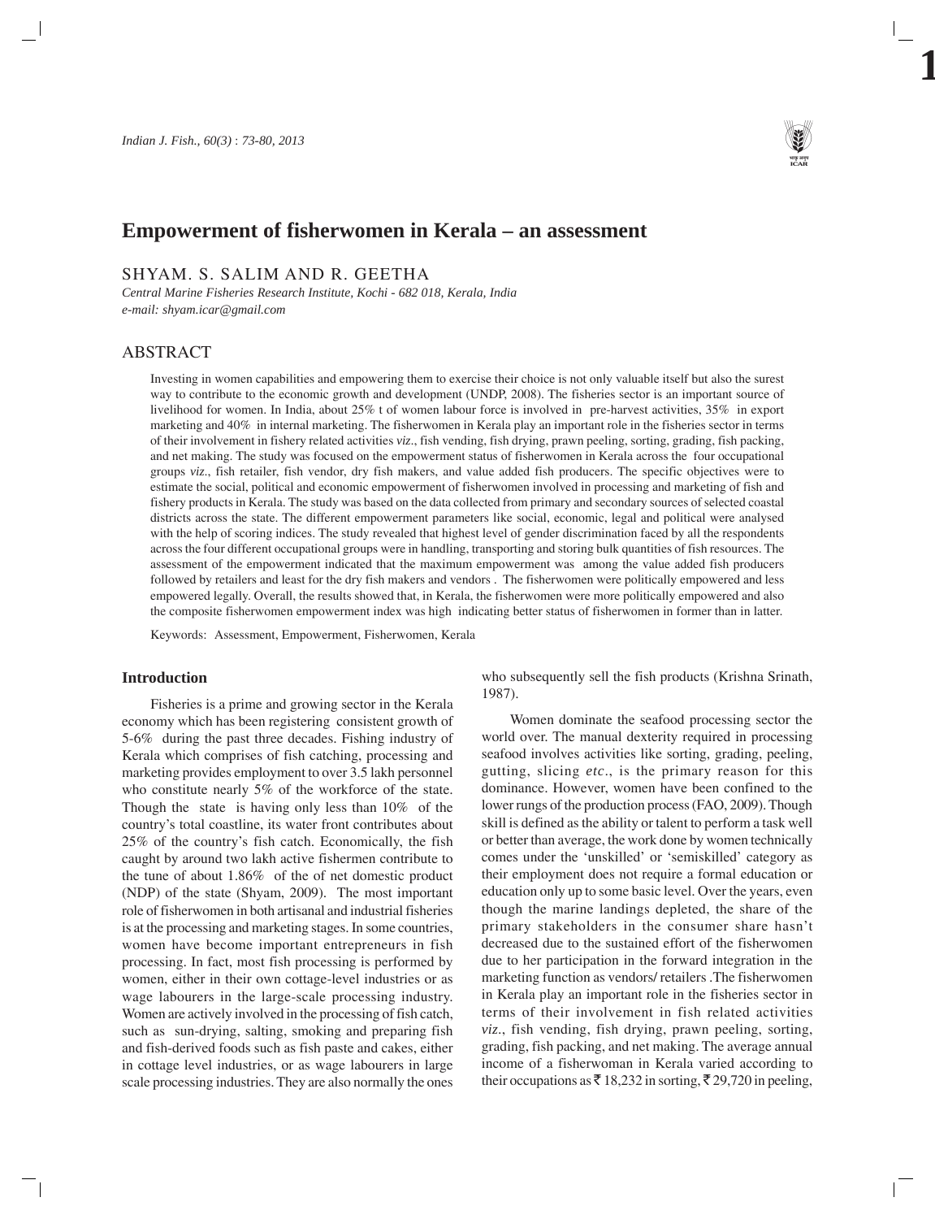# Empowerment of fisherwomen in Kerala – an assessment

SHYAM. S. SALIM AND R. GEETHA

*Central Marine Fisheries Research Institute, Kochi - 682 018, Kerala, India*
*e-mail: shyam.icar@gmail.com*

## ABSTRACT

Investing in women capabilities and empowering them to exercise their choice is not only valuable itself but also the surest way to contribute to the economic growth and development (UNDP, 2008). The fisheries sector is an important source of livelihood for women. In India, about 25% t of women labour force is involved in pre-harvest activities, 35% in export marketing and 40% in internal marketing. The fisherwomen in Kerala play an important role in the fisheries sector in terms of their involvement in fishery related activities *viz*., fish vending, fish drying, prawn peeling, sorting, grading, fish packing, and net making. The study was focused on the empowerment status of fisherwomen in Kerala across the four occupational groups *viz*., fish retailer, fish vendor, dry fish makers, and value added fish producers. The specific objectives were to estimate the social, political and economic empowerment of fisherwomen involved in processing and marketing of fish and fishery products in Kerala. The study was based on the data collected from primary and secondary sources of selected coastal districts across the state. The different empowerment parameters like social, economic, legal and political were analysed with the help of scoring indices. The study revealed that highest level of gender discrimination faced by all the respondents across the four different occupational groups were in handling, transporting and storing bulk quantities of fish resources. The assessment of the empowerment indicated that the maximum empowerment was among the value added fish producers followed by retailers and least for the dry fish makers and vendors . The fisherwomen were politically empowered and less empowered legally. Overall, the results showed that, in Kerala, the fisherwomen were more politically empowered and also the composite fisherwomen empowerment index was high indicating better status of fisherwomen in former than in latter.

Keywords: Assessment, Empowerment, Fisherwomen, Kerala

## Introduction

Fisheries is a prime and growing sector in the Kerala economy which has been registering consistent growth of 5-6% during the past three decades. Fishing industry of Kerala which comprises of fish catching, processing and marketing provides employment to over 3.5 lakh personnel who constitute nearly 5% of the workforce of the state. Though the state is having only less than 10% of the country's total coastline, its water front contributes about 25% of the country's fish catch. Economically, the fish caught by around two lakh active fishermen contribute to the tune of about 1.86% of the of net domestic product (NDP) of the state (Shyam, 2009). The most important role of fisherwomen in both artisanal and industrial fisheries is at the processing and marketing stages. In some countries, women have become important entrepreneurs in fish processing. In fact, most fish processing is performed by women, either in their own cottage-level industries or as wage labourers in the large-scale processing industry. Women are actively involved in the processing of fish catch, such as sun-drying, salting, smoking and preparing fish and fish-derived foods such as fish paste and cakes, either in cottage level industries, or as wage labourers in large scale processing industries. They are also normally the ones who subsequently sell the fish products (Krishna Srinath, 1987).

Women dominate the seafood processing sector the world over. The manual dexterity required in processing seafood involves activities like sorting, grading, peeling, gutting, slicing *etc*., is the primary reason for this dominance. However, women have been confined to the lower rungs of the production process (FAO, 2009). Though skill is defined as the ability or talent to perform a task well or better than average, the work done by women technically comes under the 'unskilled' or 'semiskilled' category as their employment does not require a formal education or education only up to some basic level. Over the years, even though the marine landings depleted, the share of the primary stakeholders in the consumer share hasn't decreased due to the sustained effort of the fisherwomen due to her participation in the forward integration in the marketing function as vendors/ retailers .The fisherwomen in Kerala play an important role in the fisheries sector in terms of their involvement in fish related activities *viz*., fish vending, fish drying, prawn peeling, sorting, grading, fish packing, and net making. The average annual income of a fisherwoman in Kerala varied according to their occupations as ₹ 18,232 in sorting, ₹ 29,720 in peeling,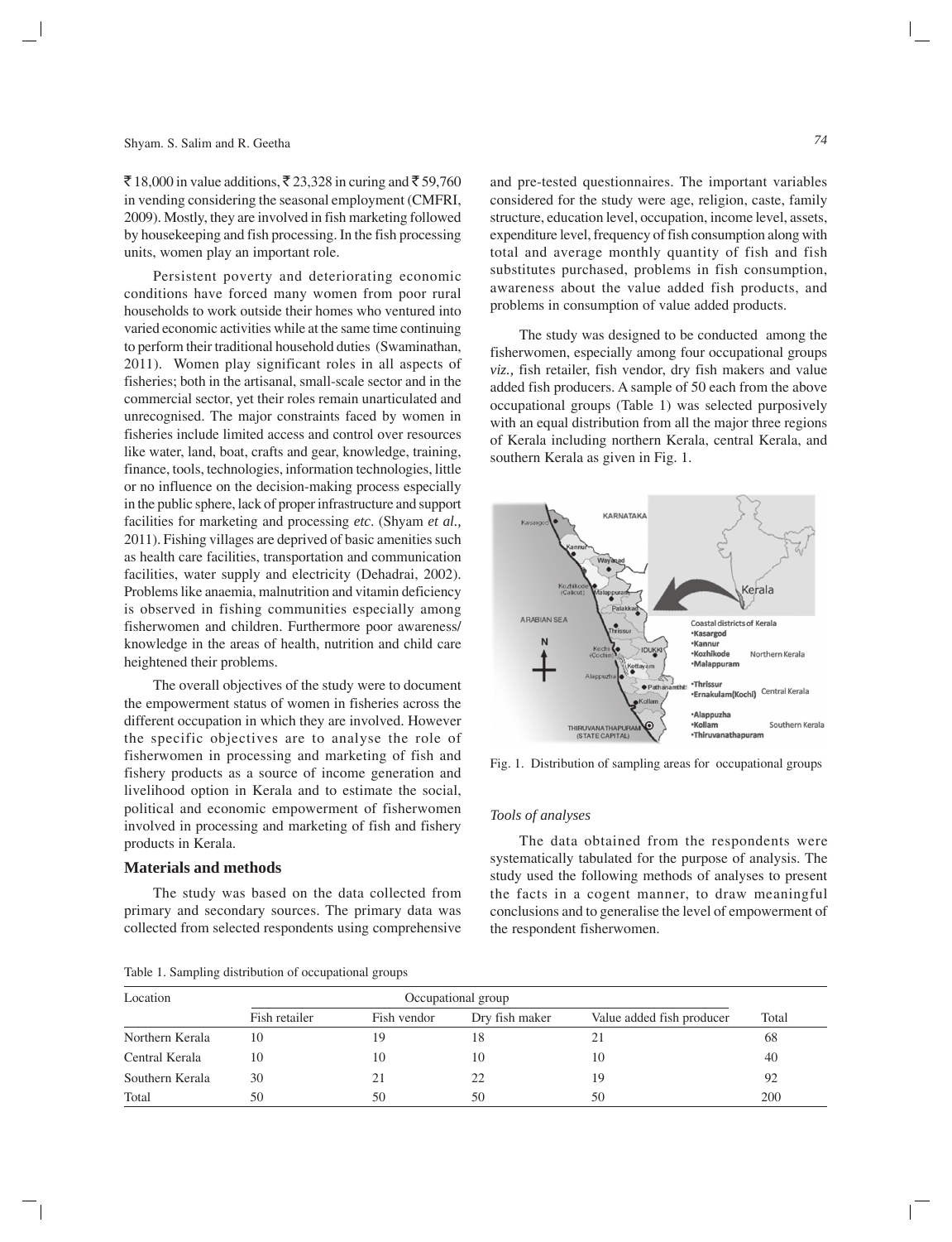₹ 18,000 in value additions, ₹ 23,328 in curing and ₹ 59,760 in vending considering the seasonal employment (CMFRI, 2009). Mostly, they are involved in fish marketing followed by housekeeping and fish processing. In the fish processing units, women play an important role.

Persistent poverty and deteriorating economic conditions have forced many women from poor rural households to work outside their homes who ventured into varied economic activities while at the same time continuing to perform their traditional household duties (Swaminathan, 2011). Women play significant roles in all aspects of fisheries; both in the artisanal, small-scale sector and in the commercial sector, yet their roles remain unarticulated and unrecognised. The major constraints faced by women in fisheries include limited access and control over resources like water, land, boat, crafts and gear, knowledge, training, finance, tools, technologies, information technologies, little or no influence on the decision-making process especially in the public sphere, lack of proper infrastructure and support facilities for marketing and processing *etc.* (Shyam *et al.,* 2011). Fishing villages are deprived of basic amenities such as health care facilities, transportation and communication facilities, water supply and electricity (Dehadrai, 2002). Problems like anaemia, malnutrition and vitamin deficiency is observed in fishing communities especially among fisherwomen and children. Furthermore poor awareness/ knowledge in the areas of health, nutrition and child care heightened their problems.

The overall objectives of the study were to document the empowerment status of women in fisheries across the different occupation in which they are involved. However the specific objectives are to analyse the role of fisherwomen in processing and marketing of fish and fishery products as a source of income generation and livelihood option in Kerala and to estimate the social, political and economic empowerment of fisherwomen involved in processing and marketing of fish and fishery products in Kerala.

## Materials and methods

The study was based on the data collected from primary and secondary sources. The primary data was collected from selected respondents using comprehensive and pre-tested questionnaires. The important variables considered for the study were age, religion, caste, family structure, education level, occupation, income level, assets, expenditure level, frequency of fish consumption along with total and average monthly quantity of fish and fish substitutes purchased, problems in fish consumption, awareness about the value added fish products, and problems in consumption of value added products.

The study was designed to be conducted among the fisherwomen, especially among four occupational groups *viz.,* fish retailer, fish vendor, dry fish makers and value added fish producers. A sample of 50 each from the above occupational groups (Table 1) was selected purposively with an equal distribution from all the major three regions of Kerala including northern Kerala, central Kerala, and southern Kerala as given in Fig. 1.

Fig. 1. Distribution of sampling areas for occupational groups

### *Tools of analyses*

The data obtained from the respondents were systematically tabulated for the purpose of analysis. The study used the following methods of analyses to present the facts in a cogent manner, to draw meaningful conclusions and to generalise the level of empowerment of the respondent fisherwomen.

Table 1. Sampling distribution of occupational groups

| Location | Occupational group | | | | |
|---|---|---|---|---|---|
| | Fish retailer | Fish vendor | Dry fish maker | Value added fish producer | Total |
| Northern Kerala | 10 | 19 | 18 | 21 | 68 |
| Central Kerala | 10 | 10 | 10 | 10 | 40 |
| Southern Kerala | 30 | 21 | 22 | 19 | 92 |
| Total | 50 | 50 | 50 | 50 | 200 |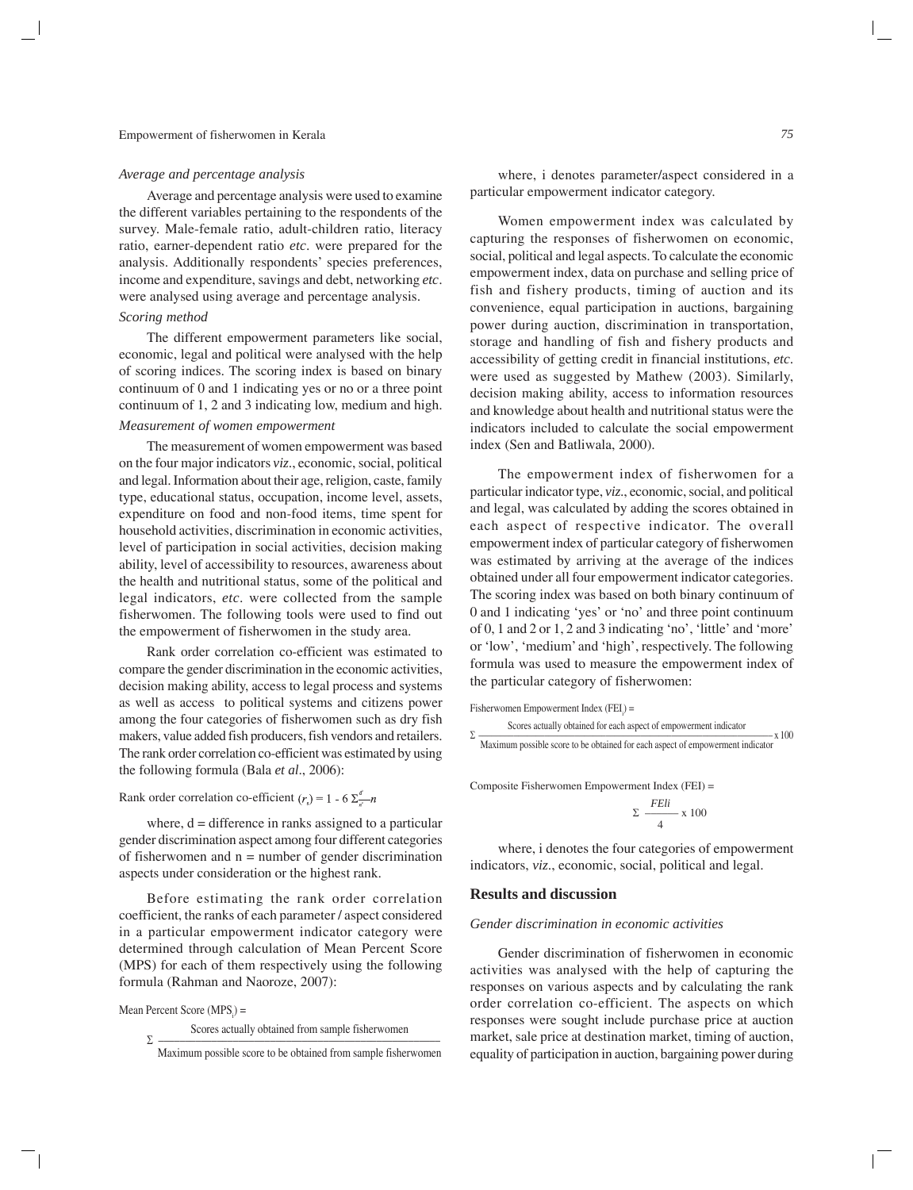*Average and percentage analysis*

Average and percentage analysis were used to examine the different variables pertaining to the respondents of the survey. Male-female ratio, adult-children ratio, literacy ratio, earner-dependent ratio *etc*. were prepared for the analysis. Additionally respondents' species preferences, income and expenditure, savings and debt, networking *etc*. were analysed using average and percentage analysis.

*Scoring method*

The different empowerment parameters like social, economic, legal and political were analysed with the help of scoring indices. The scoring index is based on binary continuum of 0 and 1 indicating yes or no or a three point continuum of 1, 2 and 3 indicating low, medium and high.

*Measurement of women empowerment*

The measurement of women empowerment was based on the four major indicators *viz*., economic, social, political and legal. Information about their age, religion, caste, family type, educational status, occupation, income level, assets, expenditure on food and non-food items, time spent for household activities, discrimination in economic activities, level of participation in social activities, decision making ability, level of accessibility to resources, awareness about the health and nutritional status, some of the political and legal indicators, *etc*. were collected from the sample fisherwomen. The following tools were used to find out the empowerment of fisherwomen in the study area.

Rank order correlation co-efficient was estimated to compare the gender discrimination in the economic activities, decision making ability, access to legal process and systems as well as access to political systems and citizens power among the four categories of fisherwomen such as dry fish makers, value added fish producers, fish vendors and retailers. The rank order correlation co-efficient was estimated by using the following formula (Bala *et al*., 2006):

Rank order correlation co-efficient $(r_s) = 1 - 6\ \Sigma \frac{d^2}{n^3} - n$

where, d = difference in ranks assigned to a particular gender discrimination aspect among four different categories of fisherwomen and n = number of gender discrimination aspects under consideration or the highest rank.

Before estimating the rank order correlation coefficient, the ranks of each parameter / aspect considered in a particular empowerment indicator category were determined through calculation of Mean Percent Score (MPS) for each of them respectively using the following formula (Rahman and Naoroze, 2007):

Mean Percent Score ($MPS_i$) =

$$\Sigma \frac{\text{Scores actually obtained from sample fisherwomen}}{\text{Maximum possible score to be obtained from sample fisherwomen}}$$

where, i denotes parameter/aspect considered in a particular empowerment indicator category.

Women empowerment index was calculated by capturing the responses of fisherwomen on economic, social, political and legal aspects. To calculate the economic empowerment index, data on purchase and selling price of fish and fishery products, timing of auction and its convenience, equal participation in auctions, bargaining power during auction, discrimination in transportation, storage and handling of fish and fishery products and accessibility of getting credit in financial institutions, *etc.* were used as suggested by Mathew (2003). Similarly, decision making ability, access to information resources and knowledge about health and nutritional status were the indicators included to calculate the social empowerment index (Sen and Batliwala, 2000).

The empowerment index of fisherwomen for a particular indicator type, *viz*., economic, social, and political and legal, was calculated by adding the scores obtained in each aspect of respective indicator. The overall empowerment index of particular category of fisherwomen was estimated by arriving at the average of the indices obtained under all four empowerment indicator categories. The scoring index was based on both binary continuum of 0 and 1 indicating 'yes' or 'no' and three point continuum of 0, 1 and 2 or 1, 2 and 3 indicating 'no', 'little' and 'more' or 'low', 'medium' and 'high', respectively. The following formula was used to measure the empowerment index of the particular category of fisherwomen:

Fisherwomen Empowerment Index ($FEI_i$) =

$$\Sigma \frac{\text{Scores actually obtained for each aspect of empowerment indicator}}{\text{Maximum possible score to be obtained for each aspect of empowerment indicator}} \times 100$$

Composite Fisherwomen Empowerment Index (FEI) =

$$\Sigma \frac{FEli}{4} \times 100$$

where, i denotes the four categories of empowerment indicators, *viz*., economic, social, political and legal.

## Results and discussion

*Gender discrimination in economic activities*

Gender discrimination of fisherwomen in economic activities was analysed with the help of capturing the responses on various aspects and by calculating the rank order correlation co-efficient. The aspects on which responses were sought include purchase price at auction market, sale price at destination market, timing of auction, equality of participation in auction, bargaining power during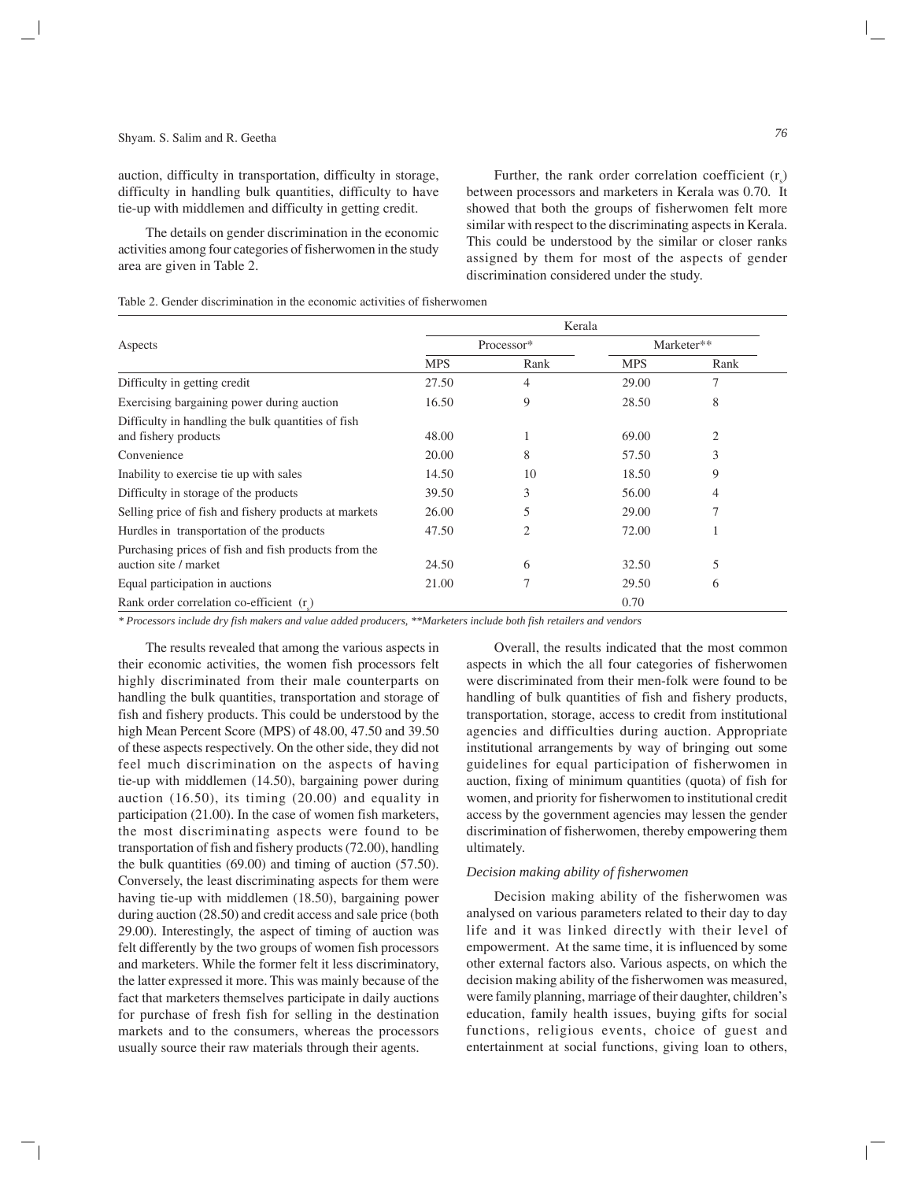auction, difficulty in transportation, difficulty in storage, difficulty in handling bulk quantities, difficulty to have tie-up with middlemen and difficulty in getting credit.

The details on gender discrimination in the economic activities among four categories of fisherwomen in the study area are given in Table 2.

Further, the rank order correlation coefficient ($r_s$) between processors and marketers in Kerala was 0.70. It showed that both the groups of fisherwomen felt more similar with respect to the discriminating aspects in Kerala. This could be understood by the similar or closer ranks assigned by them for most of the aspects of gender discrimination considered under the study.

Table 2. Gender discrimination in the economic activities of fisherwomen

| Aspects | Kerala | | | |
|---|---|---|---|---|
| | Processor* | | Marketer** | |
| | MPS | Rank | MPS | Rank |
| Difficulty in getting credit | 27.50 | 4 | 29.00 | 7 |
| Exercising bargaining power during auction | 16.50 | 9 | 28.50 | 8 |
| Difficulty in handling the bulk quantities of fish and fishery products | 48.00 | 1 | 69.00 | 2 |
| Convenience | 20.00 | 8 | 57.50 | 3 |
| Inability to exercise tie up with sales | 14.50 | 10 | 18.50 | 9 |
| Difficulty in storage of the products | 39.50 | 3 | 56.00 | 4 |
| Selling price of fish and fishery products at markets | 26.00 | 5 | 29.00 | 7 |
| Hurdles in transportation of the products | 47.50 | 2 | 72.00 | 1 |
| Purchasing prices of fish and fish products from the auction site / market | 24.50 | 6 | 32.50 | 5 |
| Equal participation in auctions | 21.00 | 7 | 29.50 | 6 |
| Rank order correlation co-efficient ($r_s$) | | | 0.70 | |

*\* Processors include dry fish makers and value added producers, \*\*Marketers include both fish retailers and vendors*

The results revealed that among the various aspects in their economic activities, the women fish processors felt highly discriminated from their male counterparts on handling the bulk quantities, transportation and storage of fish and fishery products. This could be understood by the high Mean Percent Score (MPS) of 48.00, 47.50 and 39.50 of these aspects respectively. On the other side, they did not feel much discrimination on the aspects of having tie-up with middlemen (14.50), bargaining power during auction (16.50), its timing (20.00) and equality in participation (21.00). In the case of women fish marketers, the most discriminating aspects were found to be transportation of fish and fishery products (72.00), handling the bulk quantities (69.00) and timing of auction (57.50). Conversely, the least discriminating aspects for them were having tie-up with middlemen (18.50), bargaining power during auction (28.50) and credit access and sale price (both 29.00). Interestingly, the aspect of timing of auction was felt differently by the two groups of women fish processors and marketers. While the former felt it less discriminatory, the latter expressed it more. This was mainly because of the fact that marketers themselves participate in daily auctions for purchase of fresh fish for selling in the destination markets and to the consumers, whereas the processors usually source their raw materials through their agents.

Overall, the results indicated that the most common aspects in which the all four categories of fisherwomen were discriminated from their men-folk were found to be handling of bulk quantities of fish and fishery products, transportation, storage, access to credit from institutional agencies and difficulties during auction. Appropriate institutional arrangements by way of bringing out some guidelines for equal participation of fisherwomen in auction, fixing of minimum quantities (quota) of fish for women, and priority for fisherwomen to institutional credit access by the government agencies may lessen the gender discrimination of fisherwomen, thereby empowering them ultimately.

### *Decision making ability of fisherwomen*

Decision making ability of the fisherwomen was analysed on various parameters related to their day to day life and it was linked directly with their level of empowerment. At the same time, it is influenced by some other external factors also. Various aspects, on which the decision making ability of the fisherwomen was measured, were family planning, marriage of their daughter, children's education, family health issues, buying gifts for social functions, religious events, choice of guest and entertainment at social functions, giving loan to others,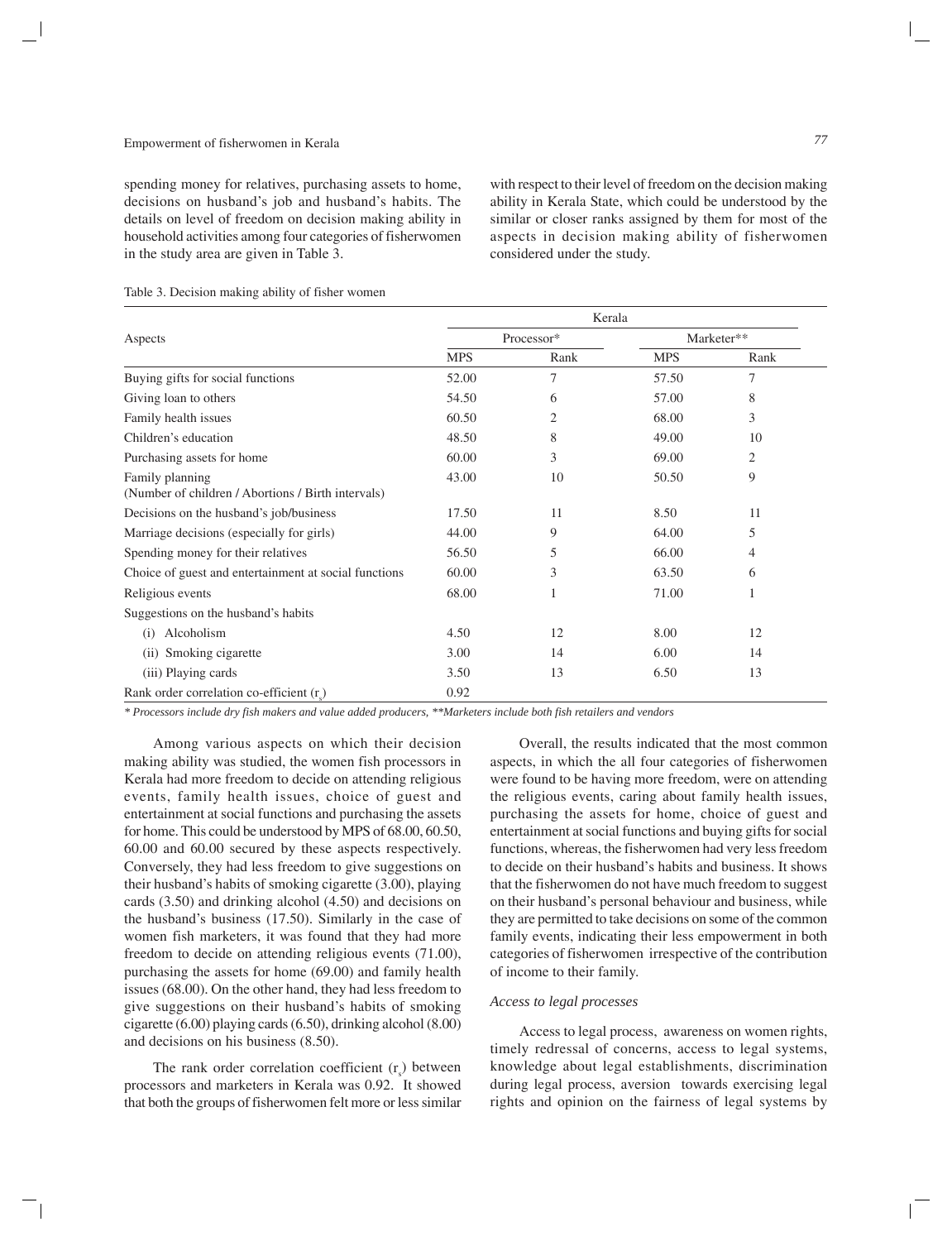spending money for relatives, purchasing assets to home, decisions on husband's job and husband's habits. The details on level of freedom on decision making ability in household activities among four categories of fisherwomen in the study area are given in Table 3.

with respect to their level of freedom on the decision making ability in Kerala State, which could be understood by the similar or closer ranks assigned by them for most of the aspects in decision making ability of fisherwomen considered under the study.

Table 3. Decision making ability of fisher women

| Aspects | Kerala | | | |
|---|---|---|---|---|
| | Processor* | | Marketer** | |
| | MPS | Rank | MPS | Rank |
| Buying gifts for social functions | 52.00 | 7 | 57.50 | 7 |
| Giving loan to others | 54.50 | 6 | 57.00 | 8 |
| Family health issues | 60.50 | 2 | 68.00 | 3 |
| Children's education | 48.50 | 8 | 49.00 | 10 |
| Purchasing assets for home | 60.00 | 3 | 69.00 | 2 |
| Family planning (Number of children / Abortions / Birth intervals) | 43.00 | 10 | 50.50 | 9 |
| Decisions on the husband's job/business | 17.50 | 11 | 8.50 | 11 |
| Marriage decisions (especially for girls) | 44.00 | 9 | 64.00 | 5 |
| Spending money for their relatives | 56.50 | 5 | 66.00 | 4 |
| Choice of guest and entertainment at social functions | 60.00 | 3 | 63.50 | 6 |
| Religious events | 68.00 | 1 | 71.00 | 1 |
| Suggestions on the husband's habits | | | | |
| (i) Alcoholism | 4.50 | 12 | 8.00 | 12 |
| (ii) Smoking cigarette | 3.00 | 14 | 6.00 | 14 |
| (iii) Playing cards | 3.50 | 13 | 6.50 | 13 |
| Rank order correlation co-efficient ($r_s$) | 0.92 | | | |

*\* Processors include dry fish makers and value added producers, \*\*Marketers include both fish retailers and vendors*

Among various aspects on which their decision making ability was studied, the women fish processors in Kerala had more freedom to decide on attending religious events, family health issues, choice of guest and entertainment at social functions and purchasing the assets for home. This could be understood by MPS of 68.00, 60.50, 60.00 and 60.00 secured by these aspects respectively. Conversely, they had less freedom to give suggestions on their husband's habits of smoking cigarette (3.00), playing cards (3.50) and drinking alcohol (4.50) and decisions on the husband's business (17.50). Similarly in the case of women fish marketers, it was found that they had more freedom to decide on attending religious events (71.00), purchasing the assets for home (69.00) and family health issues (68.00). On the other hand, they had less freedom to give suggestions on their husband's habits of smoking cigarette (6.00) playing cards (6.50), drinking alcohol (8.00) and decisions on his business (8.50).

The rank order correlation coefficient ($r_s$) between processors and marketers in Kerala was 0.92. It showed that both the groups of fisherwomen felt more or less similar

Overall, the results indicated that the most common aspects, in which the all four categories of fisherwomen were found to be having more freedom, were on attending the religious events, caring about family health issues, purchasing the assets for home, choice of guest and entertainment at social functions and buying gifts for social functions, whereas, the fisherwomen had very less freedom to decide on their husband's habits and business. It shows that the fisherwomen do not have much freedom to suggest on their husband's personal behaviour and business, while they are permitted to take decisions on some of the common family events, indicating their less empowerment in both categories of fisherwomen irrespective of the contribution of income to their family.

*Access to legal processes*

Access to legal process, awareness on women rights, timely redressal of concerns, access to legal systems, knowledge about legal establishments, discrimination during legal process, aversion towards exercising legal rights and opinion on the fairness of legal systems by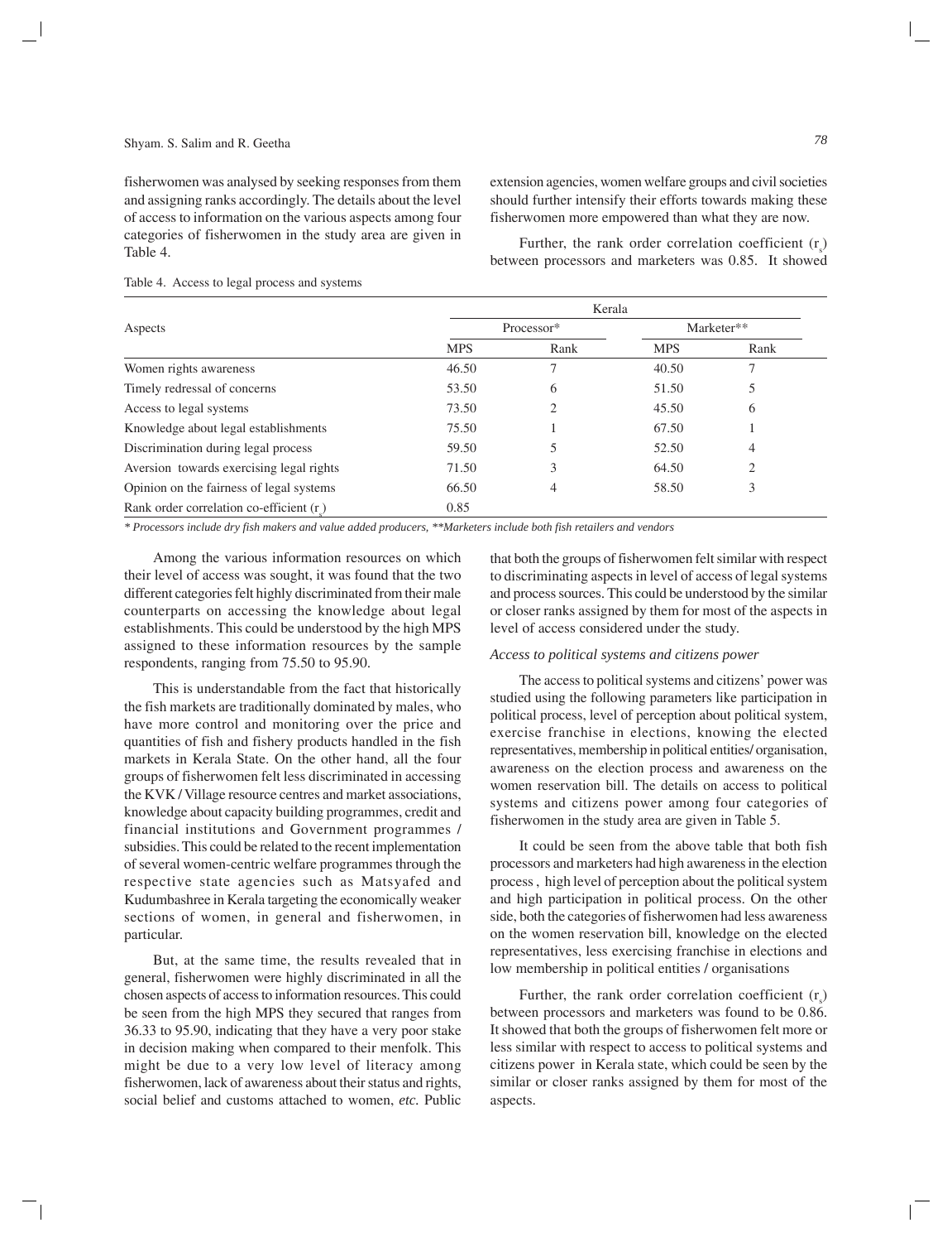fisherwomen was analysed by seeking responses from them and assigning ranks accordingly. The details about the level of access to information on the various aspects among four categories of fisherwomen in the study area are given in Table 4.

extension agencies, women welfare groups and civil societies should further intensify their efforts towards making these fisherwomen more empowered than what they are now.

Further, the rank order correlation coefficient ($r_s$) between processors and marketers was 0.85. It showed that both the groups of fisherwomen felt similar with respect to discriminating aspects in level of access of legal systems and process sources. This could be understood by the similar or closer ranks assigned by them for most of the aspects in level of access considered under the study.

Table 4. Access to legal process and systems

| Aspects | Kerala | | | |
|---|---|---|---|---|
| | Processor* | | Marketer** | |
| | MPS | Rank | MPS | Rank |
| Women rights awareness | 46.50 | 7 | 40.50 | 7 |
| Timely redressal of concerns | 53.50 | 6 | 51.50 | 5 |
| Access to legal systems | 73.50 | 2 | 45.50 | 6 |
| Knowledge about legal establishments | 75.50 | 1 | 67.50 | 1 |
| Discrimination during legal process | 59.50 | 5 | 52.50 | 4 |
| Aversion towards exercising legal rights | 71.50 | 3 | 64.50 | 2 |
| Opinion on the fairness of legal systems | 66.50 | 4 | 58.50 | 3 |
| Rank order correlation co-efficient ($r_s$) | 0.85 | | | |

*\* Processors include dry fish makers and value added producers, \*\*Marketers include both fish retailers and vendors*

Among the various information resources on which their level of access was sought, it was found that the two different categories felt highly discriminated from their male counterparts on accessing the knowledge about legal establishments. This could be understood by the high MPS assigned to these information resources by the sample respondents, ranging from 75.50 to 95.90.

This is understandable from the fact that historically the fish markets are traditionally dominated by males, who have more control and monitoring over the price and quantities of fish and fishery products handled in the fish markets in Kerala State. On the other hand, all the four groups of fisherwomen felt less discriminated in accessing the KVK / Village resource centres and market associations, knowledge about capacity building programmes, credit and financial institutions and Government programmes / subsidies. This could be related to the recent implementation of several women-centric welfare programmes through the respective state agencies such as Matsyafed and Kudumbashree in Kerala targeting the economically weaker sections of women, in general and fisherwomen, in particular.

But, at the same time, the results revealed that in general, fisherwomen were highly discriminated in all the chosen aspects of access to information resources. This could be seen from the high MPS they secured that ranges from 36.33 to 95.90, indicating that they have a very poor stake in decision making when compared to their menfolk. This might be due to a very low level of literacy among fisherwomen, lack of awareness about their status and rights, social belief and customs attached to women, *etc.* Public

### *Access to political systems and citizens power*

The access to political systems and citizens' power was studied using the following parameters like participation in political process, level of perception about political system, exercise franchise in elections, knowing the elected representatives, membership in political entities/ organisation, awareness on the election process and awareness on the women reservation bill. The details on access to political systems and citizens power among four categories of fisherwomen in the study area are given in Table 5.

It could be seen from the above table that both fish processors and marketers had high awareness in the election process , high level of perception about the political system and high participation in political process. On the other side, both the categories of fisherwomen had less awareness on the women reservation bill, knowledge on the elected representatives, less exercising franchise in elections and low membership in political entities / organisations

Further, the rank order correlation coefficient ($r_s$) between processors and marketers was found to be 0.86. It showed that both the groups of fisherwomen felt more or less similar with respect to access to political systems and citizens power in Kerala state, which could be seen by the similar or closer ranks assigned by them for most of the aspects.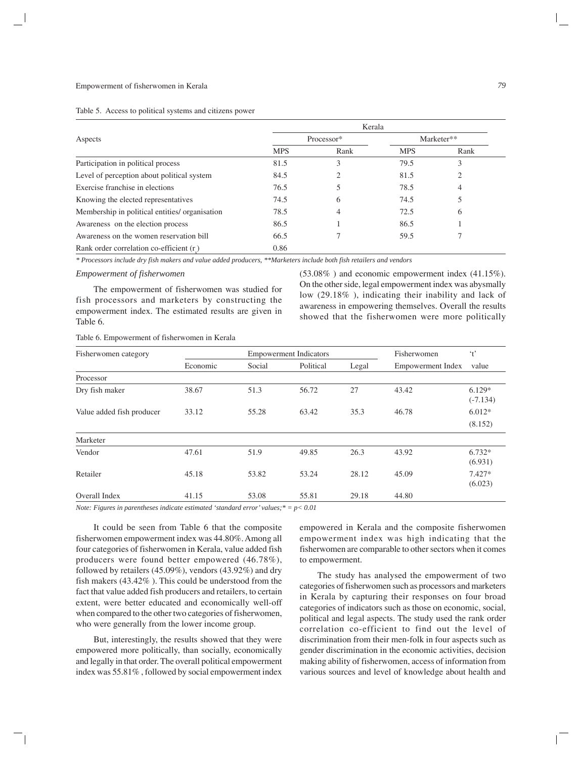Table 5. Access to political systems and citizens power

| Aspects | Kerala | | | |
|---|---|---|---|---|
| | Processor* | | Marketer** | |
| | MPS | Rank | MPS | Rank |
| Participation in political process | 81.5 | 3 | 79.5 | 3 |
| Level of perception about political system | 84.5 | 2 | 81.5 | 2 |
| Exercise franchise in elections | 76.5 | 5 | 78.5 | 4 |
| Knowing the elected representatives | 74.5 | 6 | 74.5 | 5 |
| Membership in political entities/ organisation | 78.5 | 4 | 72.5 | 6 |
| Awareness on the election process | 86.5 | 1 | 86.5 | 1 |
| Awareness on the women reservation bill | 66.5 | 7 | 59.5 | 7 |
| Rank order correlation co-efficient ($r_s$) | 0.86 | | | |

*\* Processors include dry fish makers and value added producers, \*\*Marketers include both fish retailers and vendors*

### *Empowerment of fisherwomen*

The empowerment of fisherwomen was studied for fish processors and marketers by constructing the empowerment index. The estimated results are given in Table 6.

Table 6. Empowerment of fisherwomen in Kerala

| Fisherwomen category | Empowerment Indicators | | | | Fisherwomen | 't' |
|---|---|---|---|---|---|---|
| | Economic | Social | Political | Legal | Empowerment Index | value |
| Processor | | | | | | |
| Dry fish maker | 38.67 | 51.3 | 56.72 | 27 | 43.42 | 6.129* (-7.134) |
| Value added fish producer | 33.12 | 55.28 | 63.42 | 35.3 | 46.78 | 6.012* (8.152) |
| Marketer | | | | | | |
| Vendor | 47.61 | 51.9 | 49.85 | 26.3 | 43.92 | 6.732* (6.931) |
| Retailer | 45.18 | 53.82 | 53.24 | 28.12 | 45.09 | 7.427* (6.023) |
| Overall Index | 41.15 | 53.08 | 55.81 | 29.18 | 44.80 | |

*Note: Figures in parentheses indicate estimated 'standard error' values;\* = $p < 0.01$*

It could be seen from Table 6 that the composite fisherwomen empowerment index was 44.80%. Among all four categories of fisherwomen in Kerala, value added fish producers were found better empowered (46.78%), followed by retailers (45.09%), vendors (43.92%) and dry fish makers (43.42% ). This could be understood from the fact that value added fish producers and retailers, to certain extent, were better educated and economically well-off when compared to the other two categories of fisherwomen, who were generally from the lower income group.

But, interestingly, the results showed that they were empowered more politically, than socially, economically and legally in that order. The overall political empowerment index was 55.81% , followed by social empowerment index (53.08% ) and economic empowerment index (41.15%). On the other side, legal empowerment index was abysmally low (29.18% ), indicating their inability and lack of awareness in empowering themselves. Overall the results showed that the fisherwomen were more politically empowered in Kerala and the composite fisherwomen empowerment index was high indicating that the fisherwomen are comparable to other sectors when it comes to empowerment.

The study has analysed the empowerment of two categories of fisherwomen such as processors and marketers in Kerala by capturing their responses on four broad categories of indicators such as those on economic, social, political and legal aspects. The study used the rank order correlation co-efficient to find out the level of discrimination from their men-folk in four aspects such as gender discrimination in the economic activities, decision making ability of fisherwomen, access of information from various sources and level of knowledge about health and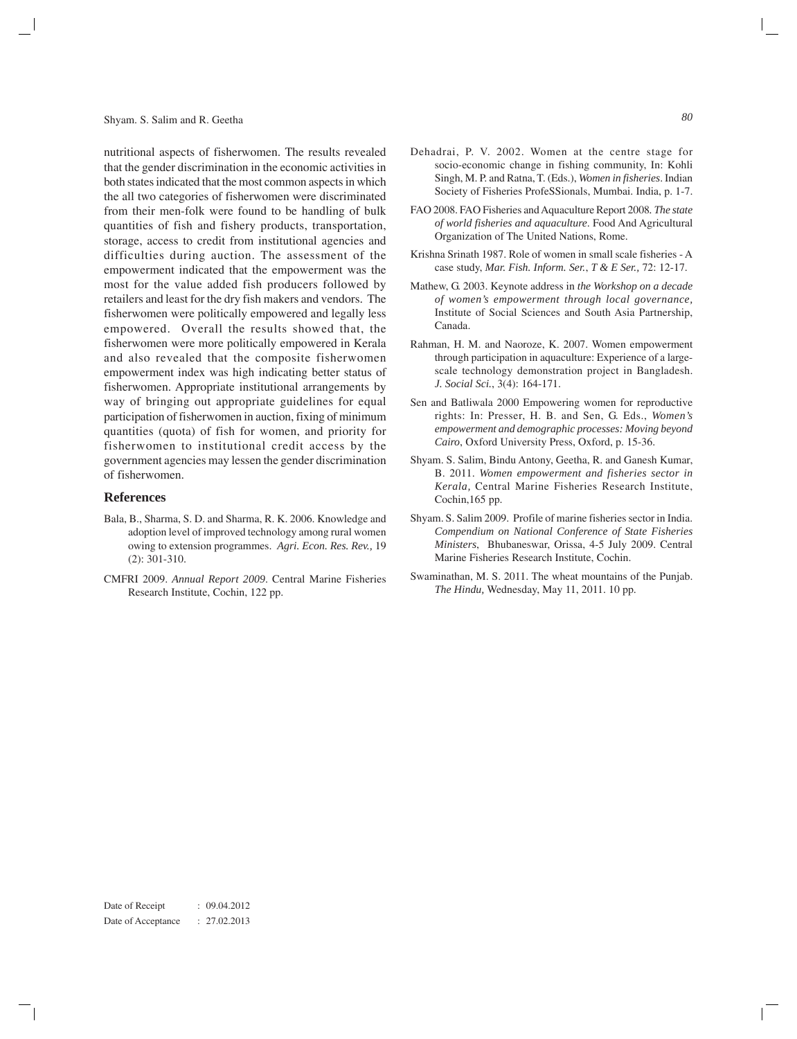nutritional aspects of fisherwomen. The results revealed that the gender discrimination in the economic activities in both states indicated that the most common aspects in which the all two categories of fisherwomen were discriminated from their men-folk were found to be handling of bulk quantities of fish and fishery products, transportation, storage, access to credit from institutional agencies and difficulties during auction. The assessment of the empowerment indicated that the empowerment was the most for the value added fish producers followed by retailers and least for the dry fish makers and vendors. The fisherwomen were politically empowered and legally less empowered. Overall the results showed that, the fisherwomen were more politically empowered in Kerala and also revealed that the composite fisherwomen empowerment index was high indicating better status of fisherwomen. Appropriate institutional arrangements by way of bringing out appropriate guidelines for equal participation of fisherwomen in auction, fixing of minimum quantities (quota) of fish for women, and priority for fisherwomen to institutional credit access by the government agencies may lessen the gender discrimination of fisherwomen.

## References

Bala, B., Sharma, S. D. and Sharma, R. K. 2006. Knowledge and adoption level of improved technology among rural women owing to extension programmes. *Agri. Econ. Res. Rev.,* 19 (2): 301-310.

CMFRI 2009. *Annual Report 2009*. Central Marine Fisheries Research Institute, Cochin, 122 pp.

Dehadrai, P. V. 2002. Women at the centre stage for socio-economic change in fishing community, In: Kohli Singh, M. P. and Ratna, T. (Eds.), *Women in fisheries*. Indian Society of Fisheries ProfeSSionals, Mumbai. India, p. 1-7.

FAO 2008. FAO Fisheries and Aquaculture Report 2008. *The state of world fisheries and aquaculture*. Food And Agricultural Organization of The United Nations, Rome.

Krishna Srinath 1987. Role of women in small scale fisheries - A case study, *Mar. Fish. Inform. Ser., T & E Ser.,* 72: 12-17.

Mathew, G. 2003. Keynote address in *the Workshop on a decade of women's empowerment through local governance,* Institute of Social Sciences and South Asia Partnership, Canada.

Rahman, H. M. and Naoroze, K. 2007. Women empowerment through participation in aquaculture: Experience of a large-scale technology demonstration project in Bangladesh. *J. Social Sci.*, 3(4): 164-171.

Sen and Batliwala 2000 Empowering women for reproductive rights: In: Presser, H. B. and Sen, G. Eds., *Women's empowerment and demographic processes: Moving beyond Cairo*, Oxford University Press, Oxford, p. 15-36.

Shyam. S. Salim, Bindu Antony, Geetha, R. and Ganesh Kumar, B. 2011. *Women empowerment and fisheries sector in Kerala,* Central Marine Fisheries Research Institute, Cochin,165 pp.

Shyam. S. Salim 2009. Profile of marine fisheries sector in India. *Compendium on National Conference of State Fisheries Ministers*, Bhubaneswar, Orissa, 4-5 July 2009. Central Marine Fisheries Research Institute, Cochin.

Swaminathan, M. S. 2011. The wheat mountains of the Punjab. *The Hindu,* Wednesday, May 11, 2011. 10 pp.

Date of Receipt : 09.04.2012
Date of Acceptance : 27.02.2013